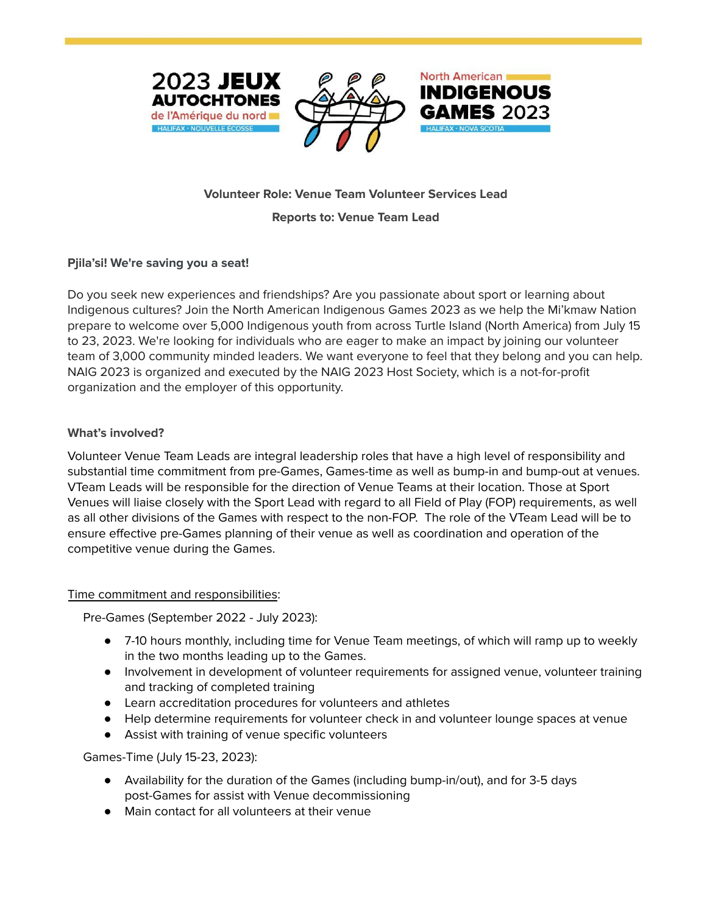**Volunteer Role: Venue Team Volunteer Services Lead**

**Reports to: Venue Team Lead**

**Pjila'si! We're saving you a seat!**

Do you seek new experiences and friendships? Are you passionate about sport or learning about Indigenous cultures? Join the North American Indigenous Games 2023 as we help the Mi'kmaw Nation prepare to welcome over 5,000 Indigenous youth from across Turtle Island (North America) from July 15 to 23, 2023. We're looking for individuals who are eager to make an impact by joining our volunteer team of 3,000 community minded leaders. We want everyone to feel that they belong and you can help. NAIG 2023 is organized and executed by the NAIG 2023 Host Society, which is a not-for-profit organization and the employer of this opportunity.

**What's involved?**

Volunteer Venue Team Leads are integral leadership roles that have a high level of responsibility and substantial time commitment from pre-Games, Games-time as well as bump-in and bump-out at venues. VTeam Leads will be responsible for the direction of Venue Teams at their location. Those at Sport Venues will liaise closely with the Sport Lead with regard to all Field of Play (FOP) requirements, as well as all other divisions of the Games with respect to the non-FOP. The role of the VTeam Lead will be to ensure effective pre-Games planning of their venue as well as coordination and operation of the competitive venue during the Games.

<u>Time commitment and responsibilities</u>:

Pre-Games (September 2022 - July 2023):

- 7-10 hours monthly, including time for Venue Team meetings, of which will ramp up to weekly in the two months leading up to the Games.
- Involvement in development of volunteer requirements for assigned venue, volunteer training and tracking of completed training
- Learn accreditation procedures for volunteers and athletes
- Help determine requirements for volunteer check in and volunteer lounge spaces at venue
- Assist with training of venue specific volunteers

Games-Time (July 15-23, 2023):

- Availability for the duration of the Games (including bump-in/out), and for 3-5 days post-Games for assist with Venue decommissioning
- Main contact for all volunteers at their venue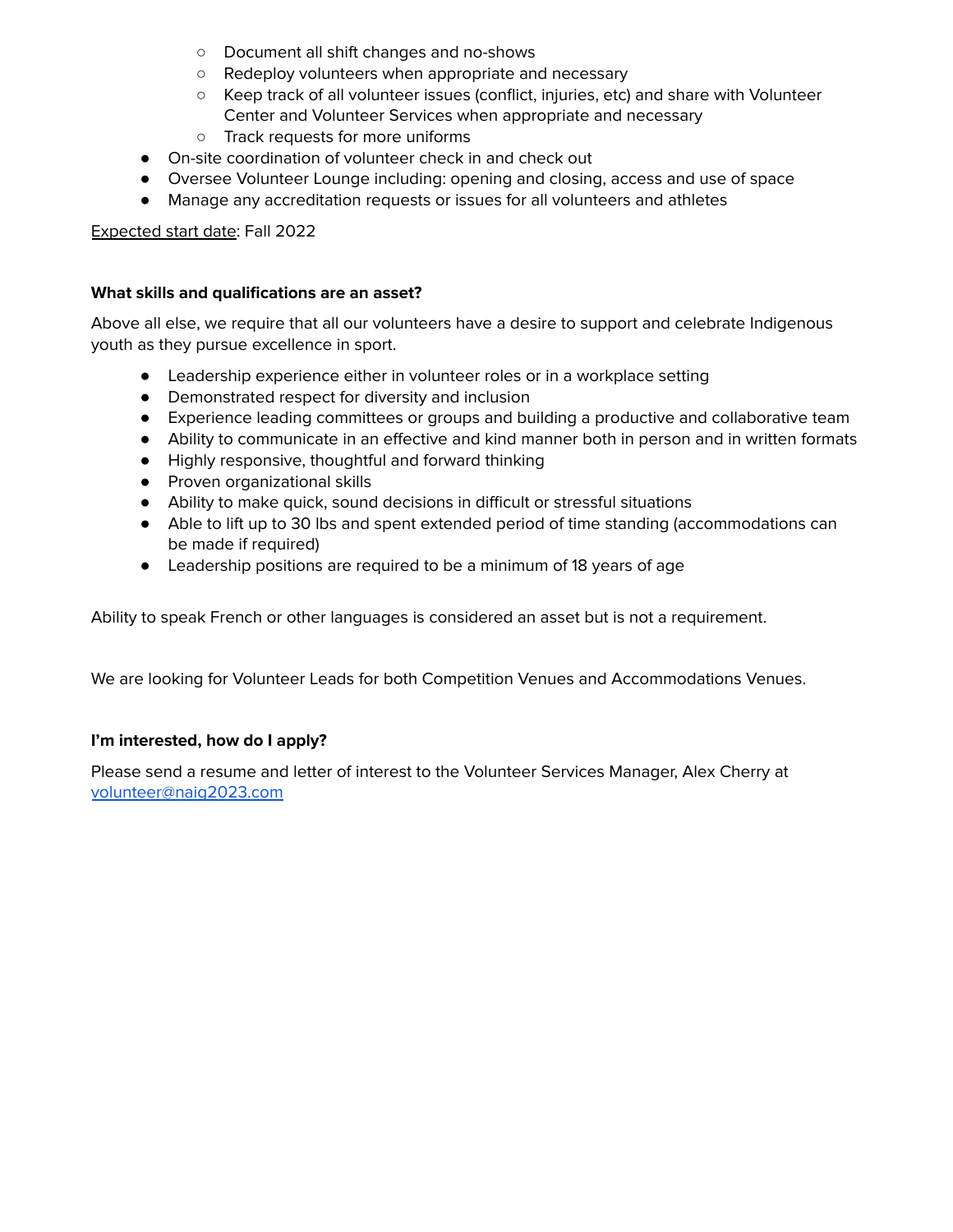- Document all shift changes and no-shows
  - Redeploy volunteers when appropriate and necessary
  - Keep track of all volunteer issues (conflict, injuries, etc) and share with Volunteer Center and Volunteer Services when appropriate and necessary
  - Track requests for more uniforms
- On-site coordination of volunteer check in and check out
- Oversee Volunteer Lounge including: opening and closing, access and use of space
- Manage any accreditation requests or issues for all volunteers and athletes

Expected start date: Fall 2022

**What skills and qualifications are an asset?**

Above all else, we require that all our volunteers have a desire to support and celebrate Indigenous youth as they pursue excellence in sport.

- Leadership experience either in volunteer roles or in a workplace setting
- Demonstrated respect for diversity and inclusion
- Experience leading committees or groups and building a productive and collaborative team
- Ability to communicate in an effective and kind manner both in person and in written formats
- Highly responsive, thoughtful and forward thinking
- Proven organizational skills
- Ability to make quick, sound decisions in difficult or stressful situations
- Able to lift up to 30 lbs and spent extended period of time standing (accommodations can be made if required)
- Leadership positions are required to be a minimum of 18 years of age

Ability to speak French or other languages is considered an asset but is not a requirement.

We are looking for Volunteer Leads for both Competition Venues and Accommodations Venues.

**I'm interested, how do I apply?**

Please send a resume and letter of interest to the Volunteer Services Manager, Alex Cherry at volunteer@naig2023.com